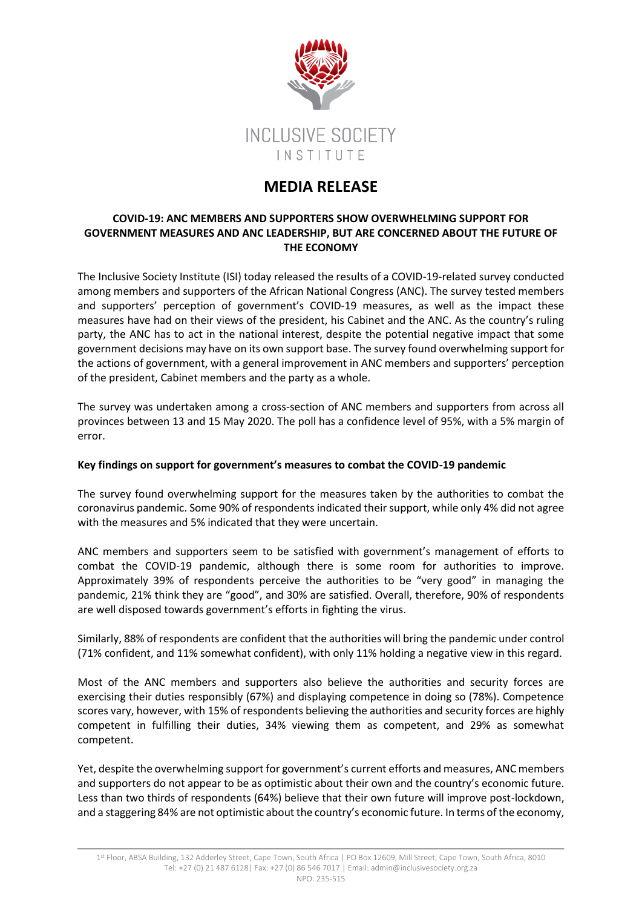INCLUSIVE SOCIETY INSTITUTE

# MEDIA RELEASE

**COVID-19: ANC MEMBERS AND SUPPORTERS SHOW OVERWHELMING SUPPORT FOR GOVERNMENT MEASURES AND ANC LEADERSHIP, BUT ARE CONCERNED ABOUT THE FUTURE OF THE ECONOMY**

The Inclusive Society Institute (ISI) today released the results of a COVID-19-related survey conducted among members and supporters of the African National Congress (ANC). The survey tested members and supporters' perception of government's COVID-19 measures, as well as the impact these measures have had on their views of the president, his Cabinet and the ANC. As the country's ruling party, the ANC has to act in the national interest, despite the potential negative impact that some government decisions may have on its own support base. The survey found overwhelming support for the actions of government, with a general improvement in ANC members and supporters' perception of the president, Cabinet members and the party as a whole.

The survey was undertaken among a cross-section of ANC members and supporters from across all provinces between 13 and 15 May 2020. The poll has a confidence level of 95%, with a 5% margin of error.

**Key findings on support for government's measures to combat the COVID-19 pandemic**

The survey found overwhelming support for the measures taken by the authorities to combat the coronavirus pandemic. Some 90% of respondents indicated their support, while only 4% did not agree with the measures and 5% indicated that they were uncertain.

ANC members and supporters seem to be satisfied with government's management of efforts to combat the COVID-19 pandemic, although there is some room for authorities to improve. Approximately 39% of respondents perceive the authorities to be "very good" in managing the pandemic, 21% think they are "good", and 30% are satisfied. Overall, therefore, 90% of respondents are well disposed towards government's efforts in fighting the virus.

Similarly, 88% of respondents are confident that the authorities will bring the pandemic under control (71% confident, and 11% somewhat confident), with only 11% holding a negative view in this regard.

Most of the ANC members and supporters also believe the authorities and security forces are exercising their duties responsibly (67%) and displaying competence in doing so (78%). Competence scores vary, however, with 15% of respondents believing the authorities and security forces are highly competent in fulfilling their duties, 34% viewing them as competent, and 29% as somewhat competent.

Yet, despite the overwhelming support for government's current efforts and measures, ANC members and supporters do not appear to be as optimistic about their own and the country's economic future. Less than two thirds of respondents (64%) believe that their own future will improve post-lockdown, and a staggering 84% are not optimistic about the country's economic future. In terms of the economy,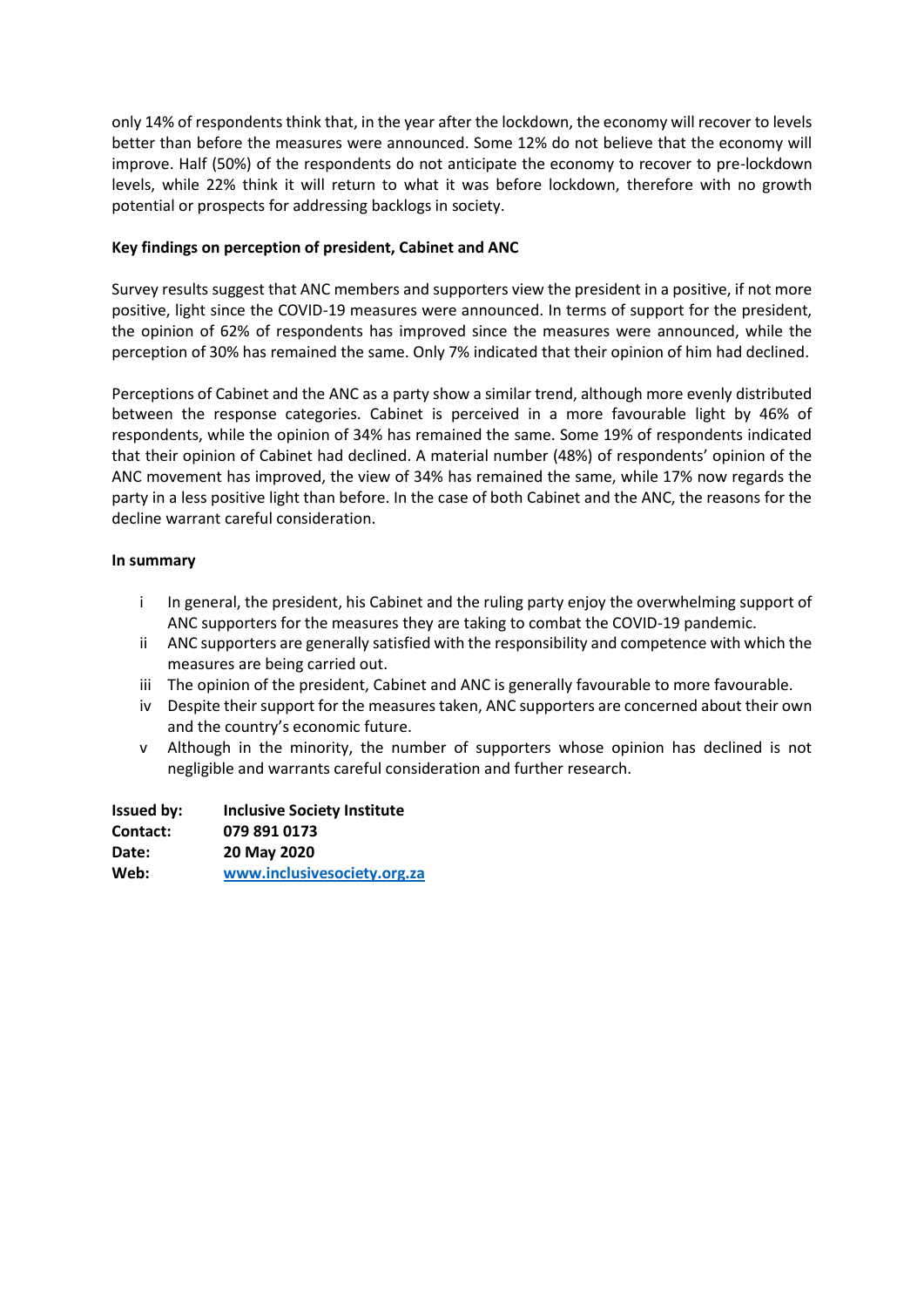only 14% of respondents think that, in the year after the lockdown, the economy will recover to levels better than before the measures were announced. Some 12% do not believe that the economy will improve. Half (50%) of the respondents do not anticipate the economy to recover to pre-lockdown levels, while 22% think it will return to what it was before lockdown, therefore with no growth potential or prospects for addressing backlogs in society.

**Key findings on perception of president, Cabinet and ANC**

Survey results suggest that ANC members and supporters view the president in a positive, if not more positive, light since the COVID-19 measures were announced. In terms of support for the president, the opinion of 62% of respondents has improved since the measures were announced, while the perception of 30% has remained the same. Only 7% indicated that their opinion of him had declined.

Perceptions of Cabinet and the ANC as a party show a similar trend, although more evenly distributed between the response categories. Cabinet is perceived in a more favourable light by 46% of respondents, while the opinion of 34% has remained the same. Some 19% of respondents indicated that their opinion of Cabinet had declined. A material number (48%) of respondents' opinion of the ANC movement has improved, the view of 34% has remained the same, while 17% now regards the party in a less positive light than before. In the case of both Cabinet and the ANC, the reasons for the decline warrant careful consideration.

**In summary**

- i In general, the president, his Cabinet and the ruling party enjoy the overwhelming support of ANC supporters for the measures they are taking to combat the COVID-19 pandemic.
- ii ANC supporters are generally satisfied with the responsibility and competence with which the measures are being carried out.
- iii The opinion of the president, Cabinet and ANC is generally favourable to more favourable.
- iv Despite their support for the measures taken, ANC supporters are concerned about their own and the country's economic future.
- v Although in the minority, the number of supporters whose opinion has declined is not negligible and warrants careful consideration and further research.

**Issued by:** **Inclusive Society Institute**
**Contact:** **079 891 0173**
**Date:** **20 May 2020**
**Web:** **www.inclusivesociety.org.za**